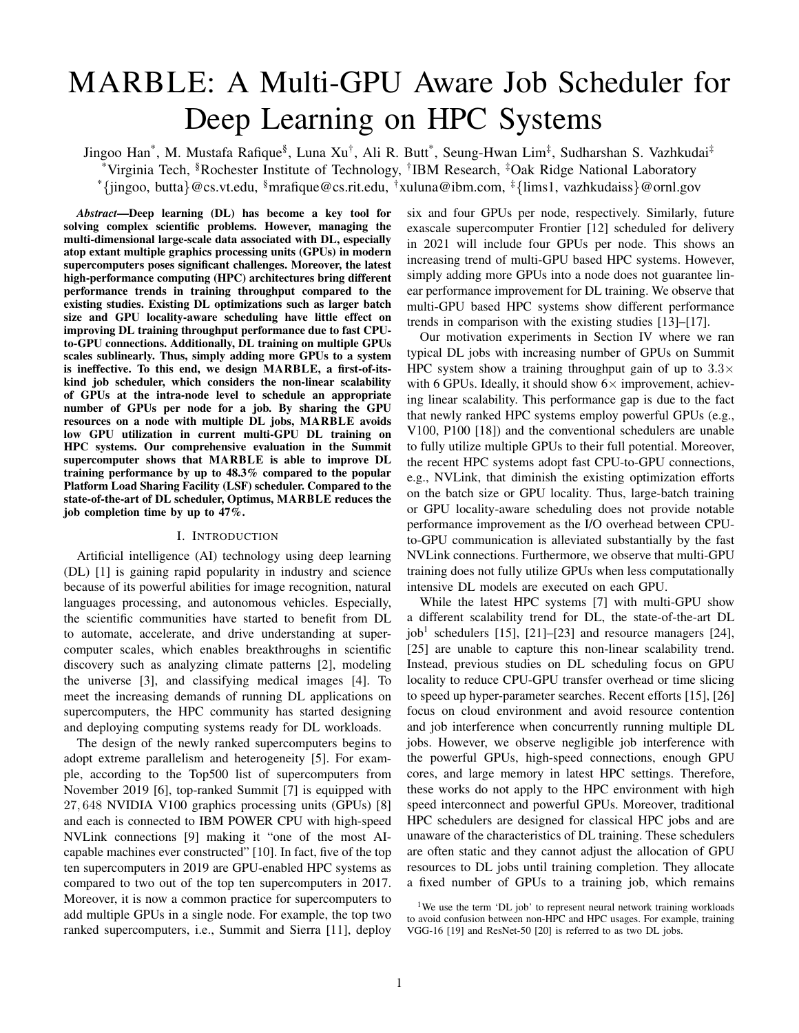# MARBLE: A Multi-GPU Aware Job Scheduler for Deep Learning on HPC Systems

Jingoo Han[*], M. Mustafa Rafique[§], Luna Xu[†], Ali R. Butt[*], Seung-Hwan Lim[‡], Sudharshan S. Vazhkudai[‡]

[*]Virginia Tech, [§]Rochester Institute of Technology, [†]IBM Research, [‡]Oak Ridge National Laboratory

[*]{jingoo, butta}@cs.vt.edu, [§]mrafique@cs.rit.edu, [†]xuluna@ibm.com, [‡]{lims1, vazhkudaiss}@ornl.gov

***Abstract*—Deep learning (DL) has become a key tool for solving complex scientific problems. However, managing the multi-dimensional large-scale data associated with DL, especially atop extant multiple graphics processing units (GPUs) in modern supercomputers poses significant challenges. Moreover, the latest high-performance computing (HPC) architectures bring different performance trends in training throughput compared to the existing studies. Existing DL optimizations such as larger batch size and GPU locality-aware scheduling have little effect on improving DL training throughput performance due to fast CPU-to-GPU connections. Additionally, DL training on multiple GPUs scales sublinearly. Thus, simply adding more GPUs to a system is ineffective. To this end, we design MARBLE, a first-of-its-kind job scheduler, which considers the non-linear scalability of GPUs at the intra-node level to schedule an appropriate number of GPUs per node for a job. By sharing the GPU resources on a node with multiple DL jobs, MARBLE avoids low GPU utilization in current multi-GPU DL training on HPC systems. Our comprehensive evaluation in the Summit supercomputer shows that MARBLE is able to improve DL training performance by up to 48.3% compared to the popular Platform Load Sharing Facility (LSF) scheduler. Compared to the state-of-the-art of DL scheduler, Optimus, MARBLE reduces the job completion time by up to 47%.**

## I. Introduction

Artificial intelligence (AI) technology using deep learning (DL) [1] is gaining rapid popularity in industry and science because of its powerful abilities for image recognition, natural languages processing, and autonomous vehicles. Especially, the scientific communities have started to benefit from DL to automate, accelerate, and drive understanding at supercomputer scales, which enables breakthroughs in scientific discovery such as analyzing climate patterns [2], modeling the universe [3], and classifying medical images [4]. To meet the increasing demands of running DL applications on supercomputers, the HPC community has started designing and deploying computing systems ready for DL workloads.

The design of the newly ranked supercomputers begins to adopt extreme parallelism and heterogeneity [5]. For example, according to the Top500 list of supercomputers from November 2019 [6], top-ranked Summit [7] is equipped with $27,648$ NVIDIA V100 graphics processing units (GPUs) [8] and each is connected to IBM POWER CPU with high-speed NVLink connections [9] making it "one of the most AI-capable machines ever constructed" [10]. In fact, five of the top ten supercomputers in 2019 are GPU-enabled HPC systems as compared to two out of the top ten supercomputers in 2017. Moreover, it is now a common practice for supercomputers to add multiple GPUs in a single node. For example, the top two ranked supercomputers, i.e., Summit and Sierra [11], deploy six and four GPUs per node, respectively. Similarly, future exascale supercomputer Frontier [12] scheduled for delivery in 2021 will include four GPUs per node. This shows an increasing trend of multi-GPU based HPC systems. However, simply adding more GPUs into a node does not guarantee linear performance improvement for DL training. We observe that multi-GPU based HPC systems show different performance trends in comparison with the existing studies [13]–[17].

Our motivation experiments in Section IV where we ran typical DL jobs with increasing number of GPUs on Summit HPC system show a training throughput gain of up to $3.3\times$ with 6 GPUs. Ideally, it should show $6\times$ improvement, achieving linear scalability. This performance gap is due to the fact that newly ranked HPC systems employ powerful GPUs (e.g., V100, P100 [18]) and the conventional schedulers are unable to fully utilize multiple GPUs to their full potential. Moreover, the recent HPC systems adopt fast CPU-to-GPU connections, e.g., NVLink, that diminish the existing optimization efforts on the batch size or GPU locality. Thus, large-batch training or GPU locality-aware scheduling does not provide notable performance improvement as the I/O overhead between CPU-to-GPU communication is alleviated substantially by the fast NVLink connections. Furthermore, we observe that multi-GPU training does not fully utilize GPUs when less computationally intensive DL models are executed on each GPU.

While the latest HPC systems [7] with multi-GPU show a different scalability trend for DL, the state-of-the-art DL job[1] schedulers [15], [21]–[23] and resource managers [24], [25] are unable to capture this non-linear scalability trend. Instead, previous studies on DL scheduling focus on GPU locality to reduce CPU-GPU transfer overhead or time slicing to speed up hyper-parameter searches. Recent efforts [15], [26] focus on cloud environment and avoid resource contention and job interference when concurrently running multiple DL jobs. However, we observe negligible job interference with the powerful GPUs, high-speed connections, enough GPU cores, and large memory in latest HPC settings. Therefore, these works do not apply to the HPC environment with high speed interconnect and powerful GPUs. Moreover, traditional HPC schedulers are designed for classical HPC jobs and are unaware of the characteristics of DL training. These schedulers are often static and they cannot adjust the allocation of GPU resources to DL jobs until training completion. They allocate a fixed number of GPUs to a training job, which remains

[1] We use the term 'DL job' to represent neural network training workloads to avoid confusion between non-HPC and HPC usages. For example, training VGG-16 [19] and ResNet-50 [20] is referred to as two DL jobs.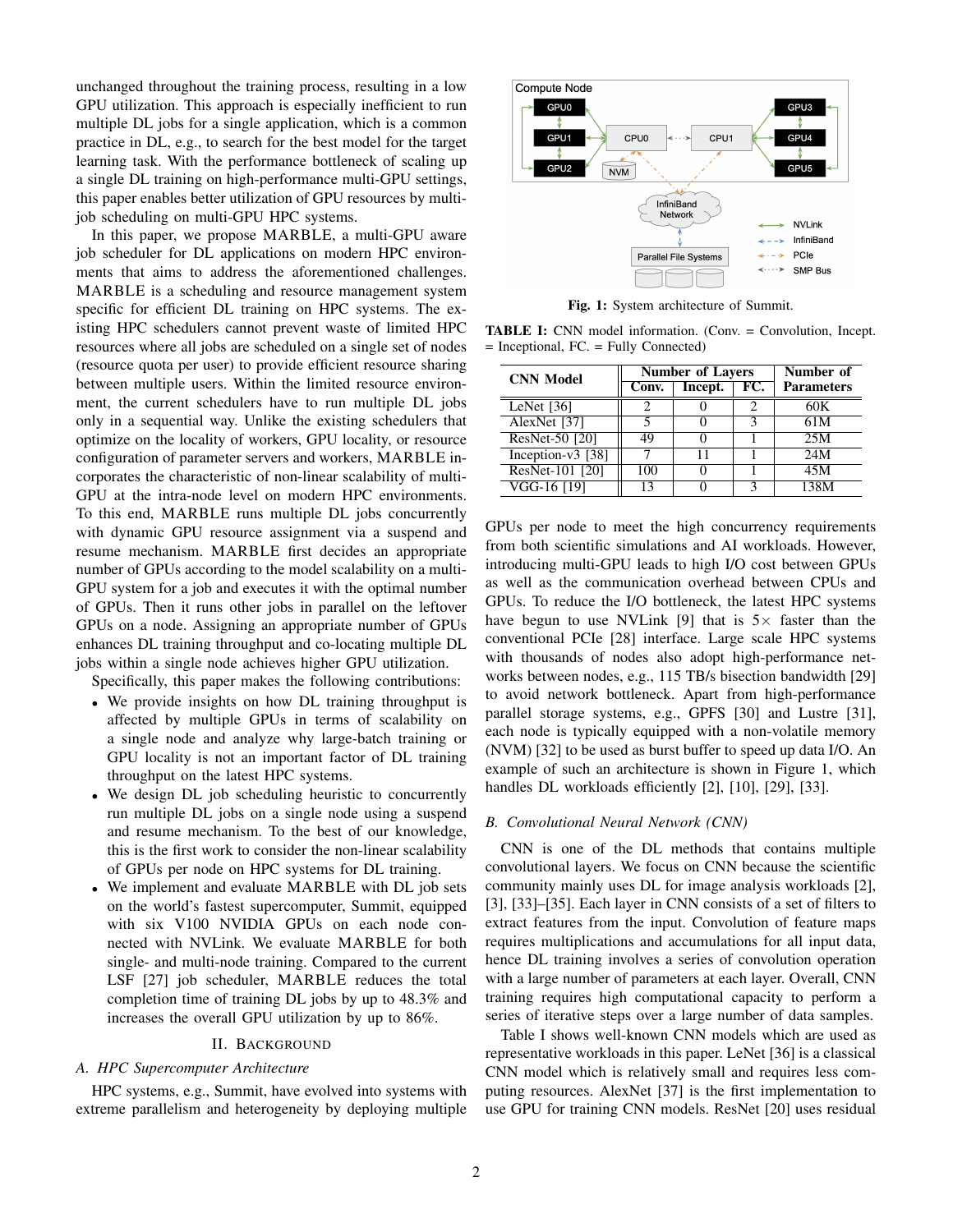unchanged throughout the training process, resulting in a low GPU utilization. This approach is especially inefficient to run multiple DL jobs for a single application, which is a common practice in DL, e.g., to search for the best model for the target learning task. With the performance bottleneck of scaling up a single DL training on high-performance multi-GPU settings, this paper enables better utilization of GPU resources by multi-job scheduling on multi-GPU HPC systems.

In this paper, we propose MARBLE, a multi-GPU aware job scheduler for DL applications on modern HPC environments that aims to address the aforementioned challenges. MARBLE is a scheduling and resource management system specific for efficient DL training on HPC systems. The existing HPC schedulers cannot prevent waste of limited HPC resources where all jobs are scheduled on a single set of nodes (resource quota per user) to provide efficient resource sharing between multiple users. Within the limited resource environment, the current schedulers have to run multiple DL jobs only in a sequential way. Unlike the existing schedulers that optimize on the locality of workers, GPU locality, or resource configuration of parameter servers and workers, MARBLE incorporates the characteristic of non-linear scalability of multi-GPU at the intra-node level on modern HPC environments. To this end, MARBLE runs multiple DL jobs concurrently with dynamic GPU resource assignment via a suspend and resume mechanism. MARBLE first decides an appropriate number of GPUs according to the model scalability on a multi-GPU system for a job and executes it with the optimal number of GPUs. Then it runs other jobs in parallel on the leftover GPUs on a node. Assigning an appropriate number of GPUs enhances DL training throughput and co-locating multiple DL jobs within a single node achieves higher GPU utilization.

Specifically, this paper makes the following contributions:

- We provide insights on how DL training throughput is affected by multiple GPUs in terms of scalability on a single node and analyze why large-batch training or GPU locality is not an important factor of DL training throughput on the latest HPC systems.
- We design DL job scheduling heuristic to concurrently run multiple DL jobs on a single node using a suspend and resume mechanism. To the best of our knowledge, this is the first work to consider the non-linear scalability of GPUs per node on HPC systems for DL training.
- We implement and evaluate MARBLE with DL job sets on the world's fastest supercomputer, Summit, equipped with six V100 NVIDIA GPUs on each node connected with NVLink. We evaluate MARBLE for both single- and multi-node training. Compared to the current LSF [27] job scheduler, MARBLE reduces the total completion time of training DL jobs by up to 48.3% and increases the overall GPU utilization by up to 86%.

## II. Background

### A. HPC Supercomputer Architecture

HPC systems, e.g., Summit, have evolved into systems with extreme parallelism and heterogeneity by deploying multiple GPUs per node to meet the high concurrency requirements from both scientific simulations and AI workloads. However, introducing multi-GPU leads to high I/O cost between GPUs as well as the communication overhead between CPUs and GPUs. To reduce the I/O bottleneck, the latest HPC systems have begun to use NVLink [9] that is 5× faster than the conventional PCIe [28] interface. Large scale HPC systems with thousands of nodes also adopt high-performance networks between nodes, e.g., 115 TB/s bisection bandwidth [29] to avoid network bottleneck. Apart from high-performance parallel storage systems, e.g., GPFS [30] and Lustre [31], each node is typically equipped with a non-volatile memory (NVM) [32] to be used as burst buffer to speed up data I/O. An example of such an architecture is shown in Figure 1, which handles DL workloads efficiently [2], [10], [29], [33].

**Fig. 1:** System architecture of Summit.

**TABLE I:** CNN model information. (Conv. = Convolution, Incept. = Inceptional, FC. = Fully Connected)

| CNN Model | Number of Layers | | | Number of Parameters |
|---|---|---|---|---|
| | Conv. | Incept. | FC. | |
| LeNet [36] | 2 | 0 | 2 | 60K |
| AlexNet [37] | 5 | 0 | 3 | 61M |
| ResNet-50 [20] | 49 | 0 | 1 | 25M |
| Inception-v3 [38] | 7 | 11 | 1 | 24M |
| ResNet-101 [20] | 100 | 0 | 1 | 45M |
| VGG-16 [19] | 13 | 0 | 3 | 138M |

### B. Convolutional Neural Network (CNN)

CNN is one of the DL methods that contains multiple convolutional layers. We focus on CNN because the scientific community mainly uses DL for image analysis workloads [2], [3], [33]–[35]. Each layer in CNN consists of a set of filters to extract features from the input. Convolution of feature maps requires multiplications and accumulations for all input data, hence DL training involves a series of convolution operation with a large number of parameters at each layer. Overall, CNN training requires high computational capacity to perform a series of iterative steps over a large number of data samples.

Table I shows well-known CNN models which are used as representative workloads in this paper. LeNet [36] is a classical CNN model which is relatively small and requires less computing resources. AlexNet [37] is the first implementation to use GPU for training CNN models. ResNet [20] uses residual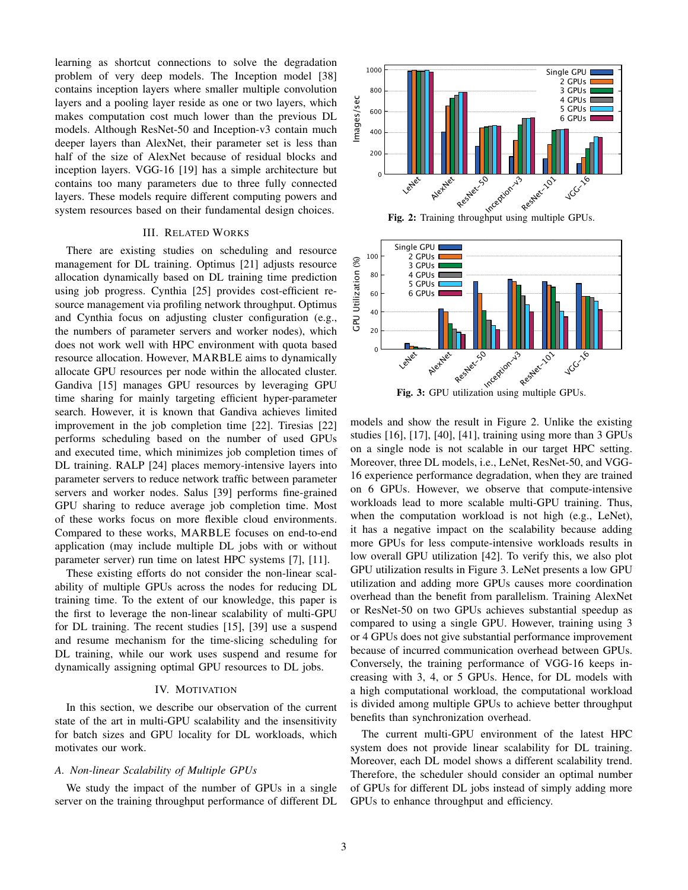learning as shortcut connections to solve the degradation problem of very deep models. The Inception model [38] contains inception layers where smaller multiple convolution layers and a pooling layer reside as one or two layers, which makes computation cost much lower than the previous DL models. Although ResNet-50 and Inception-v3 contain much deeper layers than AlexNet, their parameter set is less than half of the size of AlexNet because of residual blocks and inception layers. VGG-16 [19] has a simple architecture but contains too many parameters due to three fully connected layers. These models require different computing powers and system resources based on their fundamental design choices.

## III. Related Works

There are existing studies on scheduling and resource management for DL training. Optimus [21] adjusts resource allocation dynamically based on DL training time prediction using job progress. Cynthia [25] provides cost-efficient resource management via profiling network throughput. Optimus and Cynthia focus on adjusting cluster configuration (e.g., the numbers of parameter servers and worker nodes), which does not work well with HPC environment with quota based resource allocation. However, MARBLE aims to dynamically allocate GPU resources per node within the allocated cluster. Gandiva [15] manages GPU resources by leveraging GPU time sharing for mainly targeting efficient hyper-parameter search. However, it is known that Gandiva achieves limited improvement in the job completion time [22]. Tiresias [22] performs scheduling based on the number of used GPUs and executed time, which minimizes job completion times of DL training. RALP [24] places memory-intensive layers into parameter servers to reduce network traffic between parameter servers and worker nodes. Salus [39] performs fine-grained GPU sharing to reduce average job completion time. Most of these works focus on more flexible cloud environments. Compared to these works, MARBLE focuses on end-to-end application (may include multiple DL jobs with or without parameter server) run time on latest HPC systems [7], [11].

These existing efforts do not consider the non-linear scalability of multiple GPUs across the nodes for reducing DL training time. To the extent of our knowledge, this paper is the first to leverage the non-linear scalability of multi-GPU for DL training. The recent studies [15], [39] use a suspend and resume mechanism for the time-slicing scheduling for DL training, while our work uses suspend and resume for dynamically assigning optimal GPU resources to DL jobs.

## IV. Motivation

In this section, we describe our observation of the current state of the art in multi-GPU scalability and the insensitivity for batch sizes and GPU locality for DL workloads, which motivates our work.

### *A. Non-linear Scalability of Multiple GPUs*

We study the impact of the number of GPUs in a single server on the training throughput performance of different DL models and show the result in Figure 2. Unlike the existing studies [16], [17], [40], [41], training using more than 3 GPUs on a single node is not scalable in our target HPC setting. Moreover, three DL models, i.e., LeNet, ResNet-50, and VGG-16 experience performance degradation, when they are trained on 6 GPUs. However, we observe that compute-intensive workloads lead to more scalable multi-GPU training. Thus, when the computation workload is not high (e.g., LeNet), it has a negative impact on the scalability because adding more GPUs for less compute-intensive workloads results in low overall GPU utilization [42]. To verify this, we also plot GPU utilization results in Figure 3. LeNet presents a low GPU utilization and adding more GPUs causes more coordination overhead than the benefit from parallelism. Training AlexNet or ResNet-50 on two GPUs achieves substantial speedup as compared to using a single GPU. However, training using 3 or 4 GPUs does not give substantial performance improvement because of incurred communication overhead between GPUs. Conversely, the training performance of VGG-16 keeps increasing with 3, 4, or 5 GPUs. Hence, for DL models with a high computational workload, the computational workload is divided among multiple GPUs to achieve better throughput benefits than synchronization overhead.

**Fig. 2:** Training throughput using multiple GPUs.

**Fig. 3:** GPU utilization using multiple GPUs.

The current multi-GPU environment of the latest HPC system does not provide linear scalability for DL training. Moreover, each DL model shows a different scalability trend. Therefore, the scheduler should consider an optimal number of GPUs for different DL jobs instead of simply adding more GPUs to enhance throughput and efficiency.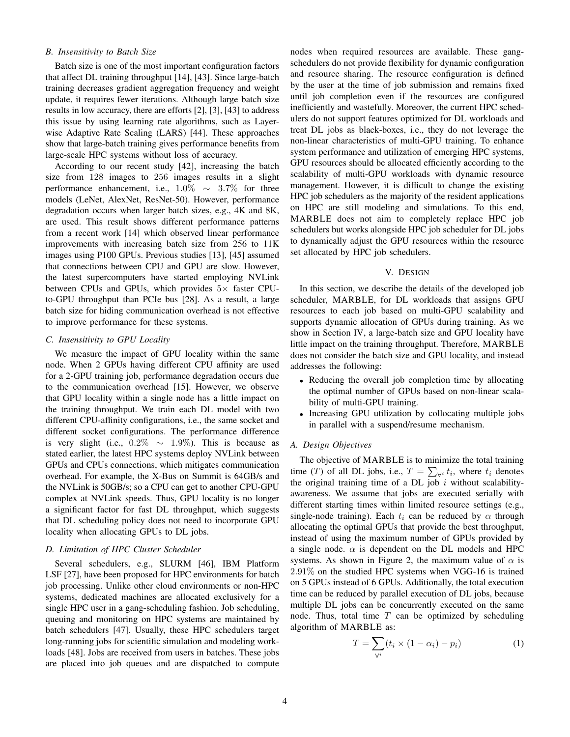### B. Insensitivity to Batch Size

Batch size is one of the most important configuration factors that affect DL training throughput [14], [43]. Since large-batch training decreases gradient aggregation frequency and weight update, it requires fewer iterations. Although large batch size results in low accuracy, there are efforts [2], [3], [43] to address this issue by using learning rate algorithms, such as Layer-wise Adaptive Rate Scaling (LARS) [44]. These approaches show that large-batch training gives performance benefits from large-scale HPC systems without loss of accuracy.

According to our recent study [42], increasing the batch size from 128 images to 256 images results in a slight performance enhancement, i.e., $1.0\% \sim 3.7\%$ for three models (LeNet, AlexNet, ResNet-50). However, performance degradation occurs when larger batch sizes, e.g., 4K and 8K, are used. This result shows different performance patterns from a recent work [14] which observed linear performance improvements with increasing batch size from 256 to 11K images using P100 GPUs. Previous studies [13], [45] assumed that connections between CPU and GPU are slow. However, the latest supercomputers have started employing NVLink between CPUs and GPUs, which provides $5\times$ faster CPU-to-GPU throughput than PCIe bus [28]. As a result, a large batch size for hiding communication overhead is not effective to improve performance for these systems.

### C. Insensitivity to GPU Locality

We measure the impact of GPU locality within the same node. When 2 GPUs having different CPU affinity are used for a 2-GPU training job, performance degradation occurs due to the communication overhead [15]. However, we observe that GPU locality within a single node has a little impact on the training throughput. We train each DL model with two different CPU-affinity configurations, i.e., the same socket and different socket configurations. The performance difference is very slight (i.e., $0.2\% \sim 1.9\%$). This is because as stated earlier, the latest HPC systems deploy NVLink between GPUs and CPUs connections, which mitigates communication overhead. For example, the X-Bus on Summit is 64GB/s and the NVLink is 50GB/s; so a CPU can get to another CPU-GPU complex at NVLink speeds. Thus, GPU locality is no longer a significant factor for fast DL throughput, which suggests that DL scheduling policy does not need to incorporate GPU locality when allocating GPUs to DL jobs.

### D. Limitation of HPC Cluster Scheduler

Several schedulers, e.g., SLURM [46], IBM Platform LSF [27], have been proposed for HPC environments for batch job processing. Unlike other cloud environments or non-HPC systems, dedicated machines are allocated exclusively for a single HPC user in a gang-scheduling fashion. Job scheduling, queuing and monitoring on HPC systems are maintained by batch schedulers [47]. Usually, these HPC schedulers target long-running jobs for scientific simulation and modeling workloads [48]. Jobs are received from users in batches. These jobs are placed into job queues and are dispatched to compute nodes when required resources are available. These gang-schedulers do not provide flexibility for dynamic configuration and resource sharing. The resource configuration is defined by the user at the time of job submission and remains fixed until job completion even if the resources are configured inefficiently and wastefully. Moreover, the current HPC schedulers do not support features optimized for DL workloads and treat DL jobs as black-boxes, i.e., they do not leverage the non-linear characteristics of multi-GPU training. To enhance system performance and utilization of emerging HPC systems, GPU resources should be allocated efficiently according to the scalability of multi-GPU workloads with dynamic resource management. However, it is difficult to change the existing HPC job schedulers as the majority of the resident applications on HPC are still modeling and simulations. To this end, MARBLE does not aim to completely replace HPC job schedulers but works alongside HPC job scheduler for DL jobs to dynamically adjust the GPU resources within the resource set allocated by HPC job schedulers.

## V. Design

In this section, we describe the details of the developed job scheduler, MARBLE, for DL workloads that assigns GPU resources to each job based on multi-GPU scalability and supports dynamic allocation of GPUs during training. As we show in Section IV, a large-batch size and GPU locality have little impact on the training throughput. Therefore, MARBLE does not consider the batch size and GPU locality, and instead addresses the following:

- Reducing the overall job completion time by allocating the optimal number of GPUs based on non-linear scalability of multi-GPU training.
- Increasing GPU utilization by collocating multiple jobs in parallel with a suspend/resume mechanism.

### A. Design Objectives

The objective of MARBLE is to minimize the total training time ($T$) of all DL jobs, i.e., $T = \sum_{\forall^i} t_i$, where $t_i$ denotes the original training time of a DL job $i$ without scalability-awareness. We assume that jobs are executed serially with different starting times within limited resource settings (e.g., single-node training). Each $t_i$ can be reduced by $\alpha$ through allocating the optimal GPUs that provide the best throughput, instead of using the maximum number of GPUs provided by a single node. $\alpha$ is dependent on the DL models and HPC systems. As shown in Figure 2, the maximum value of $\alpha$ is $2.91\%$ on the studied HPC systems when VGG-16 is trained on 5 GPUs instead of 6 GPUs. Additionally, the total execution time can be reduced by parallel execution of DL jobs, because multiple DL jobs can be concurrently executed on the same node. Thus, total time $T$ can be optimized by scheduling algorithm of MARBLE as:

$$T = \sum_{\forall^i} (t_i \times (1 - \alpha_i) - p_i) \tag{1}$$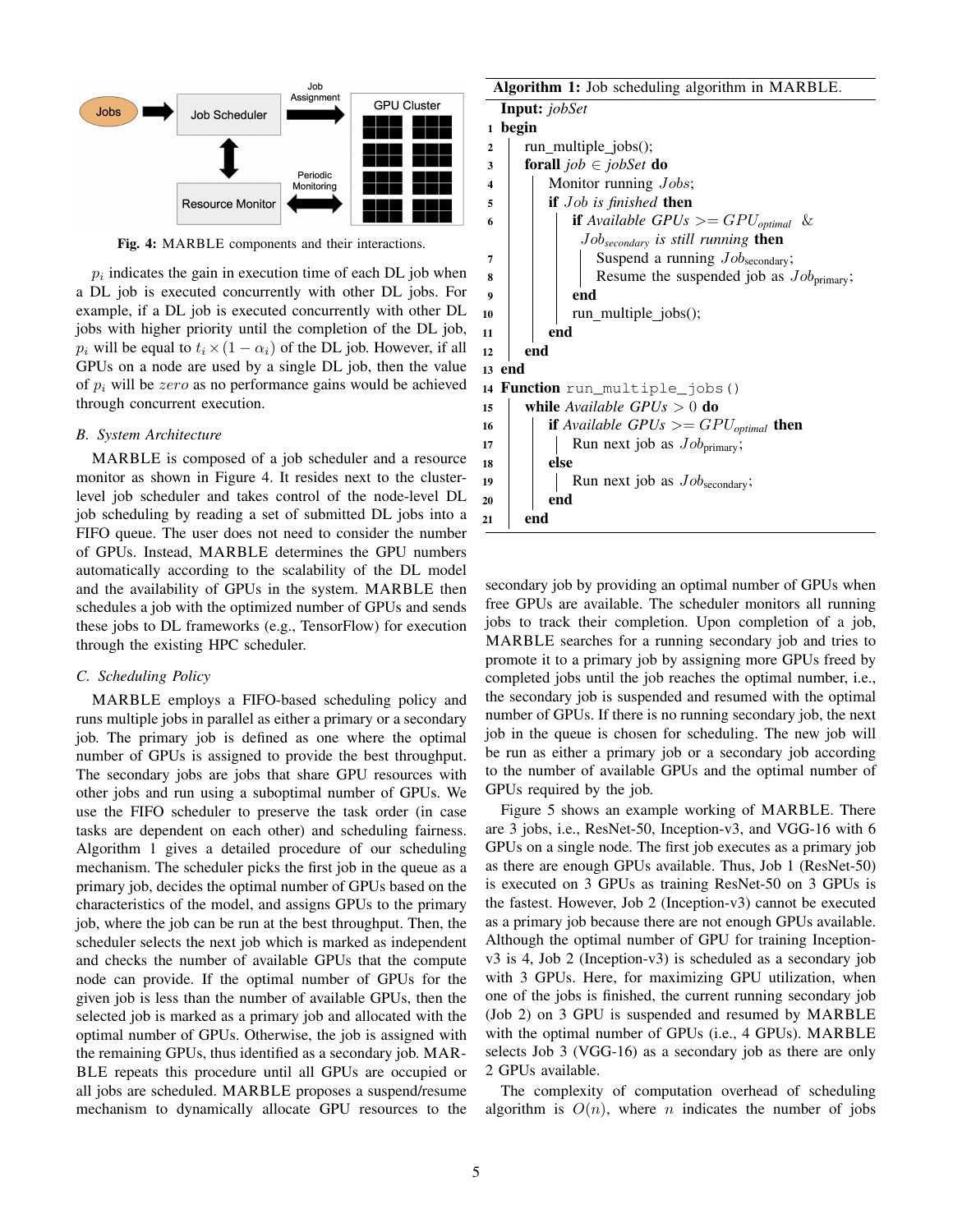Fig. 4: MARBLE components and their interactions.

$p_i$ indicates the gain in execution time of each DL job when a DL job is executed concurrently with other DL jobs. For example, if a DL job is executed concurrently with other DL jobs with higher priority until the completion of the DL job, $p_i$ will be equal to $t_i \times (1 - \alpha_i)$ of the DL job. However, if all GPUs on a node are used by a single DL job, then the value of $p_i$ will be $zero$ as no performance gains would be achieved through concurrent execution.

### B. System Architecture

MARBLE is composed of a job scheduler and a resource monitor as shown in Figure 4. It resides next to the cluster-level job scheduler and takes control of the node-level DL job scheduling by reading a set of submitted DL jobs into a FIFO queue. The user does not need to consider the number of GPUs. Instead, MARBLE determines the GPU numbers automatically according to the scalability of the DL model and the availability of GPUs in the system. MARBLE then schedules a job with the optimized number of GPUs and sends these jobs to DL frameworks (e.g., TensorFlow) for execution through the existing HPC scheduler.

### C. Scheduling Policy

MARBLE employs a FIFO-based scheduling policy and runs multiple jobs in parallel as either a primary or a secondary job. The primary job is defined as one where the optimal number of GPUs is assigned to provide the best throughput. The secondary jobs are jobs that share GPU resources with other jobs and run using a suboptimal number of GPUs. We use the FIFO scheduler to preserve the task order (in case tasks are dependent on each other) and scheduling fairness. Algorithm 1 gives a detailed procedure of our scheduling mechanism. The scheduler picks the first job in the queue as a primary job, decides the optimal number of GPUs based on the characteristics of the model, and assigns GPUs to the primary job, where the job can be run at the best throughput. Then, the scheduler selects the next job which is marked as independent and checks the number of available GPUs that the compute node can provide. If the optimal number of GPUs for the given job is less than the number of available GPUs, then the selected job is marked as a primary job and allocated with the optimal number of GPUs. Otherwise, the job is assigned with the remaining GPUs, thus identified as a secondary job. MARBLE repeats this procedure until all GPUs are occupied or all jobs are scheduled. MARBLE proposes a suspend/resume mechanism to dynamically allocate GPU resources to the

**Algorithm 1:** Job scheduling algorithm in MARBLE.

```
   Input: jobSet
1  begin
2      run_multiple_jobs();
3      forall job ∈ jobSet do
4          Monitor running Jobs;
5          if Job is finished then
6              if Available GPUs >= GPU_optimal &
                  Job_secondary is still running then
7                  Suspend a running Job_secondary;
8                  Resume the suspended job as Job_primary;
9              end
10             run_multiple_jobs();
11         end
12     end
13 end
14 Function run_multiple_jobs()
15     while Available GPUs > 0 do
16         if Available GPUs >= GPU_optimal then
17             Run next job as Job_primary;
18         else
19             Run next job as Job_secondary;
20         end
21     end
```

secondary job by providing an optimal number of GPUs when free GPUs are available. The scheduler monitors all running jobs to track their completion. Upon completion of a job, MARBLE searches for a running secondary job and tries to promote it to a primary job by assigning more GPUs freed by completed jobs until the job reaches the optimal number, i.e., the secondary job is suspended and resumed with the optimal number of GPUs. If there is no running secondary job, the next job in the queue is chosen for scheduling. The new job will be run as either a primary job or a secondary job according to the number of available GPUs and the optimal number of GPUs required by the job.

Figure 5 shows an example working of MARBLE. There are 3 jobs, i.e., ResNet-50, Inception-v3, and VGG-16 with 6 GPUs on a single node. The first job executes as a primary job as there are enough GPUs available. Thus, Job 1 (ResNet-50) is executed on 3 GPUs as training ResNet-50 on 3 GPUs is the fastest. However, Job 2 (Inception-v3) cannot be executed as a primary job because there are not enough GPUs available. Although the optimal number of GPU for training Inception-v3 is 4, Job 2 (Inception-v3) is scheduled as a secondary job with 3 GPUs. Here, for maximizing GPU utilization, when one of the jobs is finished, the current running secondary job (Job 2) on 3 GPU is suspended and resumed by MARBLE with the optimal number of GPUs (i.e., 4 GPUs). MARBLE selects Job 3 (VGG-16) as a secondary job as there are only 2 GPUs available.

The complexity of computation overhead of scheduling algorithm is $O(n)$, where $n$ indicates the number of jobs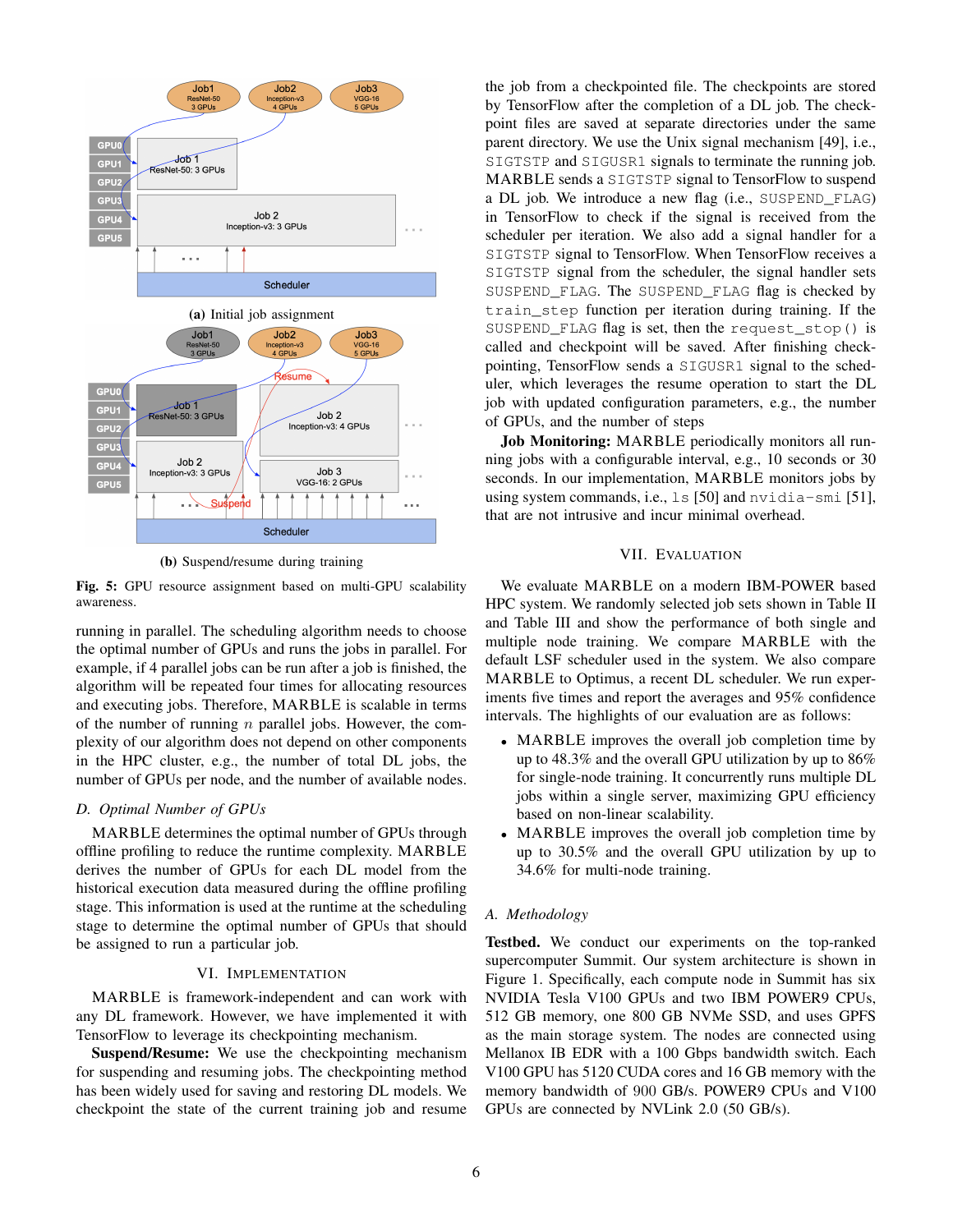(a) Initial job assignment

(b) Suspend/resume during training

**Fig. 5:** GPU resource assignment based on multi-GPU scalability awareness.

running in parallel. The scheduling algorithm needs to choose the optimal number of GPUs and runs the jobs in parallel. For example, if 4 parallel jobs can be run after a job is finished, the algorithm will be repeated four times for allocating resources and executing jobs. Therefore, MARBLE is scalable in terms of the number of running $n$ parallel jobs. However, the complexity of our algorithm does not depend on other components in the HPC cluster, e.g., the number of total DL jobs, the number of GPUs per node, and the number of available nodes.

### D. Optimal Number of GPUs

MARBLE determines the optimal number of GPUs through offline profiling to reduce the runtime complexity. MARBLE derives the number of GPUs for each DL model from the historical execution data measured during the offline profiling stage. This information is used at the runtime at the scheduling stage to determine the optimal number of GPUs that should be assigned to run a particular job.

## VI. Implementation

MARBLE is framework-independent and can work with any DL framework. However, we have implemented it with TensorFlow to leverage its checkpointing mechanism.

**Suspend/Resume:** We use the checkpointing mechanism for suspending and resuming jobs. The checkpointing method has been widely used for saving and restoring DL models. We checkpoint the state of the current training job and resume the job from a checkpointed file. The checkpoints are stored by TensorFlow after the completion of a DL job. The checkpoint files are saved at separate directories under the same parent directory. We use the Unix signal mechanism [49], i.e., `SIGTSTP` and `SIGUSR1` signals to terminate the running job. MARBLE sends a `SIGTSTP` signal to TensorFlow to suspend a DL job. We introduce a new flag (i.e., `SUSPEND_FLAG`) in TensorFlow to check if the signal is received from the scheduler per iteration. We also add a signal handler for a `SIGTSTP` signal to TensorFlow. When TensorFlow receives a `SIGTSTP` signal from the scheduler, the signal handler sets `SUSPEND_FLAG`. The `SUSPEND_FLAG` flag is checked by `train_step` function per iteration during training. If the `SUSPEND_FLAG` flag is set, then the `request_stop()` is called and checkpoint will be saved. After finishing checkpointing, TensorFlow sends a `SIGUSR1` signal to the scheduler, which leverages the resume operation to start the DL job with updated configuration parameters, e.g., the number of GPUs, and the number of steps

**Job Monitoring:** MARBLE periodically monitors all running jobs with a configurable interval, e.g., 10 seconds or 30 seconds. In our implementation, MARBLE monitors jobs by using system commands, i.e., `ls` [50] and `nvidia-smi` [51], that are not intrusive and incur minimal overhead.

## VII. Evaluation

We evaluate MARBLE on a modern IBM-POWER based HPC system. We randomly selected job sets shown in Table II and Table III and show the performance of both single and multiple node training. We compare MARBLE with the default LSF scheduler used in the system. We also compare MARBLE to Optimus, a recent DL scheduler. We run experiments five times and report the averages and 95% confidence intervals. The highlights of our evaluation are as follows:

- MARBLE improves the overall job completion time by up to 48.3% and the overall GPU utilization by up to 86% for single-node training. It concurrently runs multiple DL jobs within a single server, maximizing GPU efficiency based on non-linear scalability.
- MARBLE improves the overall job completion time by up to 30.5% and the overall GPU utilization by up to 34.6% for multi-node training.

### A. Methodology

**Testbed.** We conduct our experiments on the top-ranked supercomputer Summit. Our system architecture is shown in Figure 1. Specifically, each compute node in Summit has six NVIDIA Tesla V100 GPUs and two IBM POWER9 CPUs, 512 GB memory, one 800 GB NVMe SSD, and uses GPFS as the main storage system. The nodes are connected using Mellanox IB EDR with a 100 Gbps bandwidth switch. Each V100 GPU has 5120 CUDA cores and 16 GB memory with the memory bandwidth of 900 GB/s. POWER9 CPUs and V100 GPUs are connected by NVLink 2.0 (50 GB/s).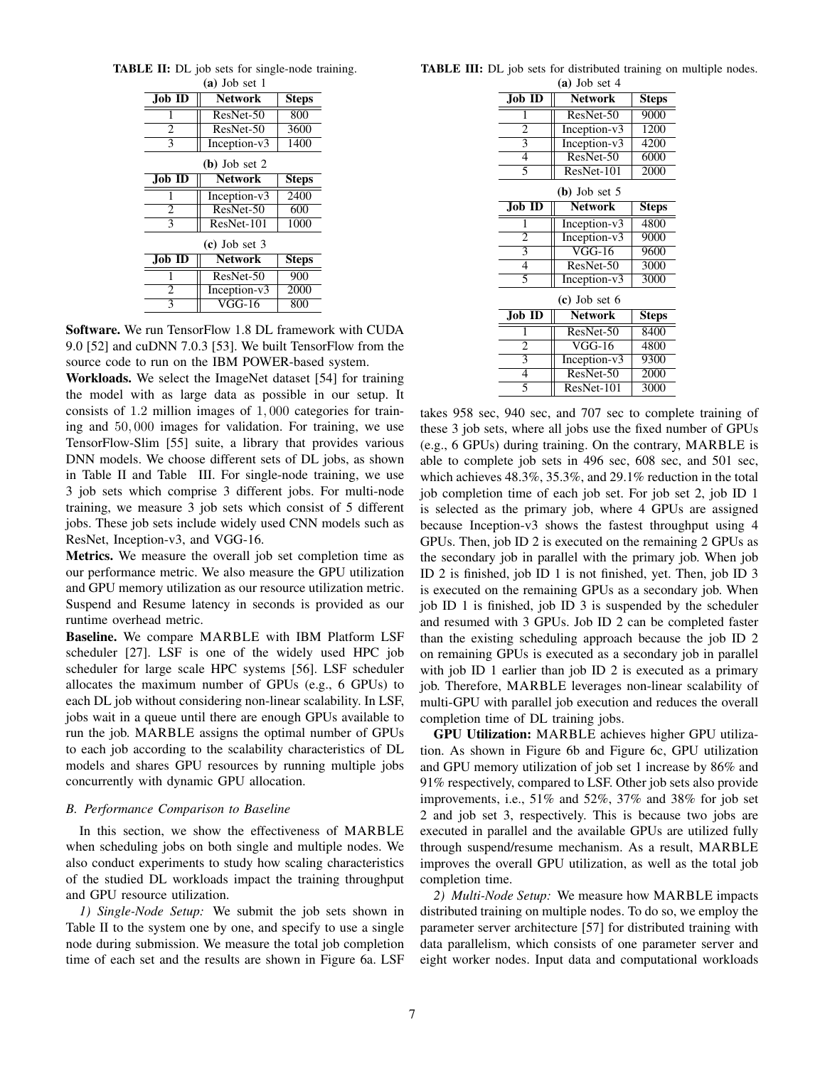**TABLE II:** DL job sets for single-node training.

**(a)** Job set 1

| Job ID | Network | Steps |
|---|---|---|
| 1 | ResNet-50 | 800 |
| 2 | ResNet-50 | 3600 |
| 3 | Inception-v3 | 1400 |

**(b)** Job set 2

| Job ID | Network | Steps |
|---|---|---|
| 1 | Inception-v3 | 2400 |
| 2 | ResNet-50 | 600 |
| 3 | ResNet-101 | 1000 |

**(c)** Job set 3

| Job ID | Network | Steps |
|---|---|---|
| 1 | ResNet-50 | 900 |
| 2 | Inception-v3 | 2000 |
| 3 | VGG-16 | 800 |

**Software.** We run TensorFlow 1.8 DL framework with CUDA 9.0 [52] and cuDNN 7.0.3 [53]. We built TensorFlow from the source code to run on the IBM POWER-based system.

**Workloads.** We select the ImageNet dataset [54] for training the model with as large data as possible in our setup. It consists of 1.2 million images of $1,000$ categories for training and $50,000$ images for validation. For training, we use TensorFlow-Slim [55] suite, a library that provides various DNN models. We choose different sets of DL jobs, as shown in Table II and Table III. For single-node training, we use 3 job sets which comprise 3 different jobs. For multi-node training, we measure 3 job sets which consist of 5 different jobs. These job sets include widely used CNN models such as ResNet, Inception-v3, and VGG-16.

**Metrics.** We measure the overall job set completion time as our performance metric. We also measure the GPU utilization and GPU memory utilization as our resource utilization metric. Suspend and Resume latency in seconds is provided as our runtime overhead metric.

**Baseline.** We compare MARBLE with IBM Platform LSF scheduler [27]. LSF is one of the widely used HPC job scheduler for large scale HPC systems [56]. LSF scheduler allocates the maximum number of GPUs (e.g., 6 GPUs) to each DL job without considering non-linear scalability. In LSF, jobs wait in a queue until there are enough GPUs available to run the job. MARBLE assigns the optimal number of GPUs to each job according to the scalability characteristics of DL models and shares GPU resources by running multiple jobs concurrently with dynamic GPU allocation.

### B. Performance Comparison to Baseline

In this section, we show the effectiveness of MARBLE when scheduling jobs on both single and multiple nodes. We also conduct experiments to study how scaling characteristics of the studied DL workloads impact the training throughput and GPU resource utilization.

*1) Single-Node Setup:* We submit the job sets shown in Table II to the system one by one, and specify to use a single node during submission. We measure the total job completion time of each set and the results are shown in Figure 6a. LSF takes 958 sec, 940 sec, and 707 sec to complete training of these 3 job sets, where all jobs use the fixed number of GPUs (e.g., 6 GPUs) during training. On the contrary, MARBLE is able to complete job sets in 496 sec, 608 sec, and 501 sec, which achieves 48.3%, 35.3%, and 29.1% reduction in the total job completion time of each job set. For job set 2, job ID 1 is selected as the primary job, where 4 GPUs are assigned because Inception-v3 shows the fastest throughput using 4 GPUs. Then, job ID 2 is executed on the remaining 2 GPUs as the secondary job in parallel with the primary job. When job ID 2 is finished, job ID 1 is not finished, yet. Then, job ID 3 is executed on the remaining GPUs as a secondary job. When job ID 1 is finished, job ID 3 is suspended by the scheduler and resumed with 3 GPUs. Job ID 2 can be completed faster than the existing scheduling approach because the job ID 2 on remaining GPUs is executed as a secondary job in parallel with job ID 1 earlier than job ID 2 is executed as a primary job. Therefore, MARBLE leverages non-linear scalability of multi-GPU with parallel job execution and reduces the overall completion time of DL training jobs.

**GPU Utilization:** MARBLE achieves higher GPU utilization. As shown in Figure 6b and Figure 6c, GPU utilization and GPU memory utilization of job set 1 increase by 86% and 91% respectively, compared to LSF. Other job sets also provide improvements, i.e., 51% and 52%, 37% and 38% for job set 2 and job set 3, respectively. This is because two jobs are executed in parallel and the available GPUs are utilized fully through suspend/resume mechanism. As a result, MARBLE improves the overall GPU utilization, as well as the total job completion time.

*2) Multi-Node Setup:* We measure how MARBLE impacts distributed training on multiple nodes. To do so, we employ the parameter server architecture [57] for distributed training with data parallelism, which consists of one parameter server and eight worker nodes. Input data and computational workloads

**TABLE III:** DL job sets for distributed training on multiple nodes.

**(a)** Job set 4

| Job ID | Network | Steps |
|---|---|---|
| 1 | ResNet-50 | 9000 |
| 2 | Inception-v3 | 1200 |
| 3 | Inception-v3 | 4200 |
| 4 | ResNet-50 | 6000 |
| 5 | ResNet-101 | 2000 |

**(b)** Job set 5

| Job ID | Network | Steps |
|---|---|---|
| 1 | Inception-v3 | 4800 |
| 2 | Inception-v3 | 9000 |
| 3 | VGG-16 | 9600 |
| 4 | ResNet-50 | 3000 |
| 5 | Inception-v3 | 3000 |

**(c)** Job set 6

| Job ID | Network | Steps |
|---|---|---|
| 1 | ResNet-50 | 8400 |
| 2 | VGG-16 | 4800 |
| 3 | Inception-v3 | 9300 |
| 4 | ResNet-50 | 2000 |
| 5 | ResNet-101 | 3000 |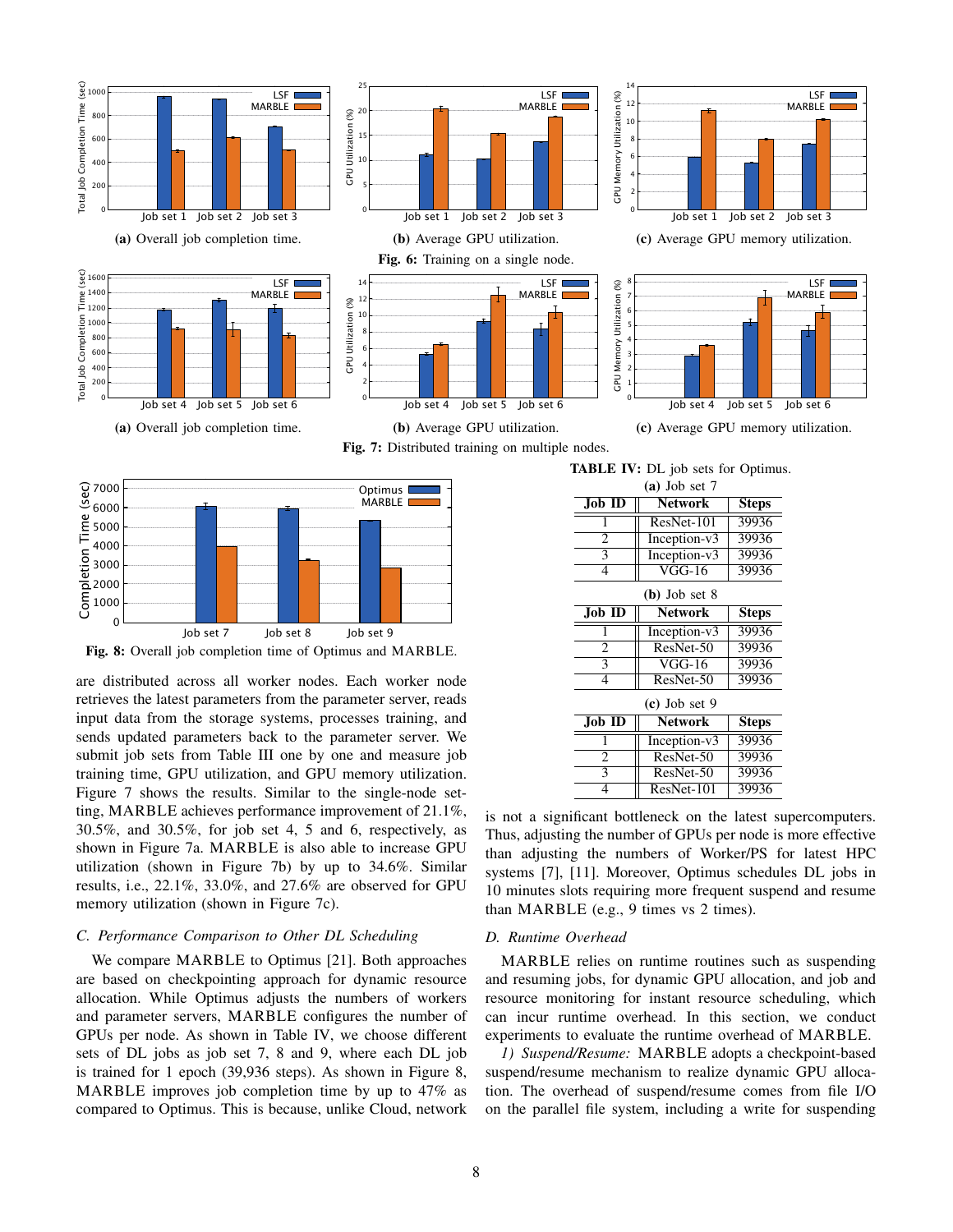(a) Overall job completion time.

(b) Average GPU utilization.

(c) Average GPU memory utilization.

**Fig. 6:** Training on a single node.

(a) Overall job completion time.

(b) Average GPU utilization.

(c) Average GPU memory utilization.

**Fig. 7:** Distributed training on multiple nodes.

**Fig. 8:** Overall job completion time of Optimus and MARBLE.

are distributed across all worker nodes. Each worker node retrieves the latest parameters from the parameter server, reads input data from the storage systems, processes training, and sends updated parameters back to the parameter server. We submit job sets from Table III one by one and measure job training time, GPU utilization, and GPU memory utilization. Figure 7 shows the results. Similar to the single-node setting, MARBLE achieves performance improvement of 21.1%, 30.5%, and 30.5%, for job set 4, 5 and 6, respectively, as shown in Figure 7a. MARBLE is also able to increase GPU utilization (shown in Figure 7b) by up to 34.6%. Similar results, i.e., 22.1%, 33.0%, and 27.6% are observed for GPU memory utilization (shown in Figure 7c).

### *C. Performance Comparison to Other DL Scheduling*

We compare MARBLE to Optimus [21]. Both approaches are based on checkpointing approach for dynamic resource allocation. While Optimus adjusts the numbers of workers and parameter servers, MARBLE configures the number of GPUs per node. As shown in Table IV, we choose different sets of DL jobs as job set 7, 8 and 9, where each DL job is trained for 1 epoch (39,936 steps). As shown in Figure 8, MARBLE improves job completion time by up to 47% as compared to Optimus. This is because, unlike Cloud, network is not a significant bottleneck on the latest supercomputers. Thus, adjusting the number of GPUs per node is more effective than adjusting the numbers of Worker/PS for latest HPC systems [7], [11]. Moreover, Optimus schedules DL jobs in 10 minutes slots requiring more frequent suspend and resume than MARBLE (e.g., 9 times vs 2 times).

**TABLE IV:** DL job sets for Optimus.

**(a)** Job set 7

| Job ID | Network | Steps |
|---|---|---|
| 1 | ResNet-101 | 39936 |
| 2 | Inception-v3 | 39936 |
| 3 | Inception-v3 | 39936 |
| 4 | VGG-16 | 39936 |

**(b)** Job set 8

| Job ID | Network | Steps |
|---|---|---|
| 1 | Inception-v3 | 39936 |
| 2 | ResNet-50 | 39936 |
| 3 | VGG-16 | 39936 |
| 4 | ResNet-50 | 39936 |

**(c)** Job set 9

| Job ID | Network | Steps |
|---|---|---|
| 1 | Inception-v3 | 39936 |
| 2 | ResNet-50 | 39936 |
| 3 | ResNet-50 | 39936 |
| 4 | ResNet-101 | 39936 |

### *D. Runtime Overhead*

MARBLE relies on runtime routines such as suspending and resuming jobs, for dynamic GPU allocation, and job and resource monitoring for instant resource scheduling, which can incur runtime overhead. In this section, we conduct experiments to evaluate the runtime overhead of MARBLE.

*1) Suspend/Resume:* MARBLE adopts a checkpoint-based suspend/resume mechanism to realize dynamic GPU allocation. The overhead of suspend/resume comes from file I/O on the parallel file system, including a write for suspending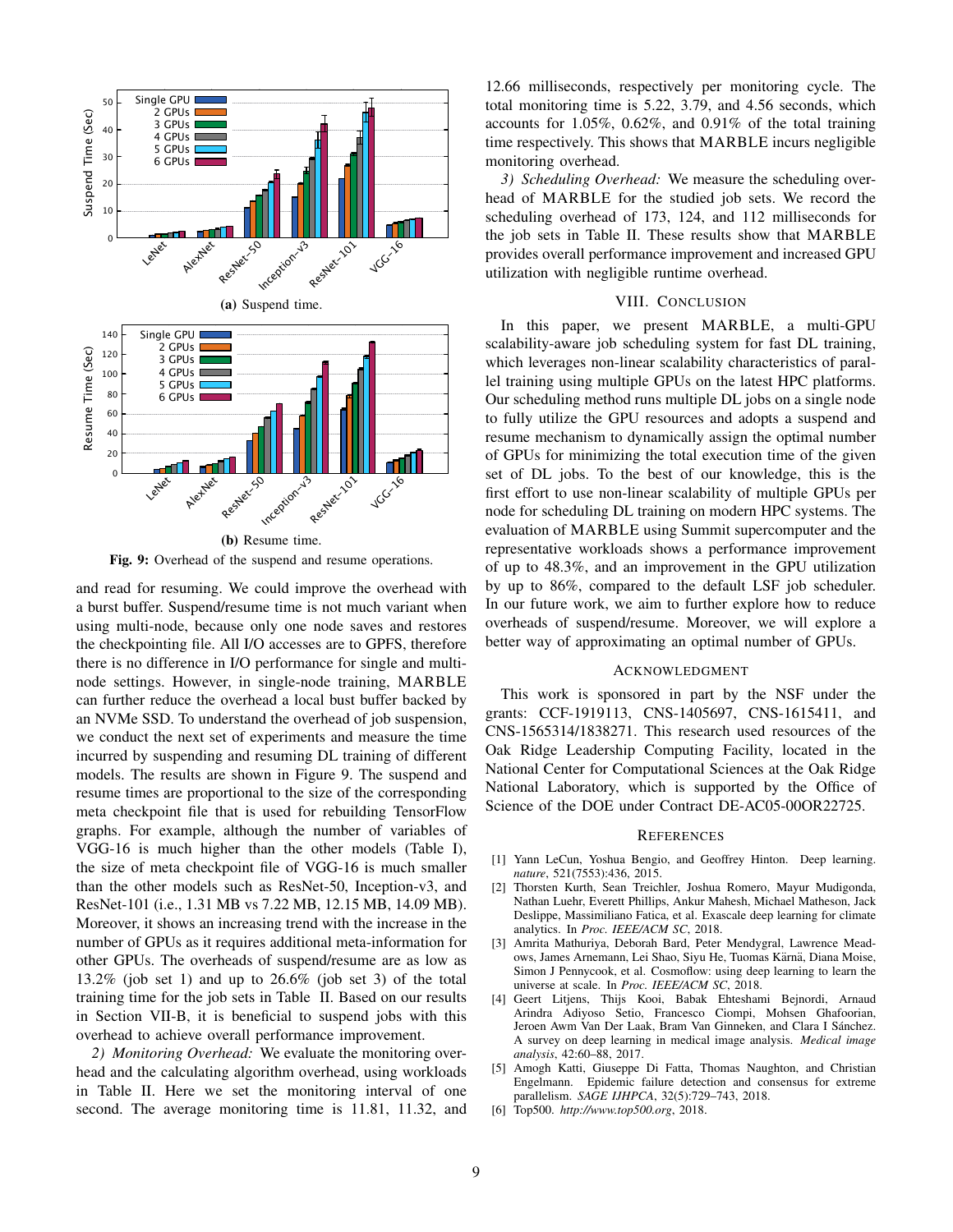(a) Suspend time.

(b) Resume time.

**Fig. 9:** Overhead of the suspend and resume operations.

and read for resuming. We could improve the overhead with a burst buffer. Suspend/resume time is not much variant when using multi-node, because only one node saves and restores the checkpointing file. All I/O accesses are to GPFS, therefore there is no difference in I/O performance for single and multi-node settings. However, in single-node training, MARBLE can further reduce the overhead a local bust buffer backed by an NVMe SSD. To understand the overhead of job suspension, we conduct the next set of experiments and measure the time incurred by suspending and resuming DL training of different models. The results are shown in Figure 9. The suspend and resume times are proportional to the size of the corresponding meta checkpoint file that is used for rebuilding TensorFlow graphs. For example, although the number of variables of VGG-16 is much higher than the other models (Table I), the size of meta checkpoint file of VGG-16 is much smaller than the other models such as ResNet-50, Inception-v3, and ResNet-101 (i.e., 1.31 MB vs 7.22 MB, 12.15 MB, 14.09 MB). Moreover, it shows an increasing trend with the increase in the number of GPUs as it requires additional meta-information for other GPUs. The overheads of suspend/resume are as low as 13.2% (job set 1) and up to 26.6% (job set 3) of the total training time for the job sets in Table II. Based on our results in Section VII-B, it is beneficial to suspend jobs with this overhead to achieve overall performance improvement.

*2) Monitoring Overhead:* We evaluate the monitoring overhead and the calculating algorithm overhead, using workloads in Table II. Here we set the monitoring interval of one second. The average monitoring time is 11.81, 11.32, and 12.66 milliseconds, respectively per monitoring cycle. The total monitoring time is 5.22, 3.79, and 4.56 seconds, which accounts for 1.05%, 0.62%, and 0.91% of the total training time respectively. This shows that MARBLE incurs negligible monitoring overhead.

*3) Scheduling Overhead:* We measure the scheduling overhead of MARBLE for the studied job sets. We record the scheduling overhead of 173, 124, and 112 milliseconds for the job sets in Table II. These results show that MARBLE provides overall performance improvement and increased GPU utilization with negligible runtime overhead.

## VIII. Conclusion

In this paper, we present MARBLE, a multi-GPU scalability-aware job scheduling system for fast DL training, which leverages non-linear scalability characteristics of parallel training using multiple GPUs on the latest HPC platforms. Our scheduling method runs multiple DL jobs on a single node to fully utilize the GPU resources and adopts a suspend and resume mechanism to dynamically assign the optimal number of GPUs for minimizing the total execution time of the given set of DL jobs. To the best of our knowledge, this is the first effort to use non-linear scalability of multiple GPUs per node for scheduling DL training on modern HPC systems. The evaluation of MARBLE using Summit supercomputer and the representative workloads shows a performance improvement of up to 48.3%, and an improvement in the GPU utilization by up to 86%, compared to the default LSF job scheduler. In our future work, we aim to further explore how to reduce overheads of suspend/resume. Moreover, we will explore a better way of approximating an optimal number of GPUs.

## Acknowledgment

This work is sponsored in part by the NSF under the grants: CCF-1919113, CNS-1405697, CNS-1615411, and CNS-1565314/1838271. This research used resources of the Oak Ridge Leadership Computing Facility, located in the National Center for Computational Sciences at the Oak Ridge National Laboratory, which is supported by the Office of Science of the DOE under Contract DE-AC05-00OR22725.

## References

[1] Yann LeCun, Yoshua Bengio, and Geoffrey Hinton. Deep learning. *nature*, 521(7553):436, 2015.

[2] Thorsten Kurth, Sean Treichler, Joshua Romero, Mayur Mudigonda, Nathan Luehr, Everett Phillips, Ankur Mahesh, Michael Matheson, Jack Deslippe, Massimiliano Fatica, et al. Exascale deep learning for climate analytics. In *Proc. IEEE/ACM SC*, 2018.

[3] Amrita Mathuriya, Deborah Bard, Peter Mendygral, Lawrence Meadows, James Arnemann, Lei Shao, Siyu He, Tuomas Kärnä, Diana Moise, Simon J Pennycook, et al. Cosmoflow: using deep learning to learn the universe at scale. In *Proc. IEEE/ACM SC*, 2018.

[4] Geert Litjens, Thijs Kooi, Babak Ehteshami Bejnordi, Arnaud Arindra Adiyoso Setio, Francesco Ciompi, Mohsen Ghafoorian, Jeroen Awm Van Der Laak, Bram Van Ginneken, and Clara I Sánchez. A survey on deep learning in medical image analysis. *Medical image analysis*, 42:60–88, 2017.

[5] Amogh Katti, Giuseppe Di Fatta, Thomas Naughton, and Christian Engelmann. Epidemic failure detection and consensus for extreme parallelism. *SAGE IJHPCA*, 32(5):729–743, 2018.

[6] Top500. *http://www.top500.org*, 2018.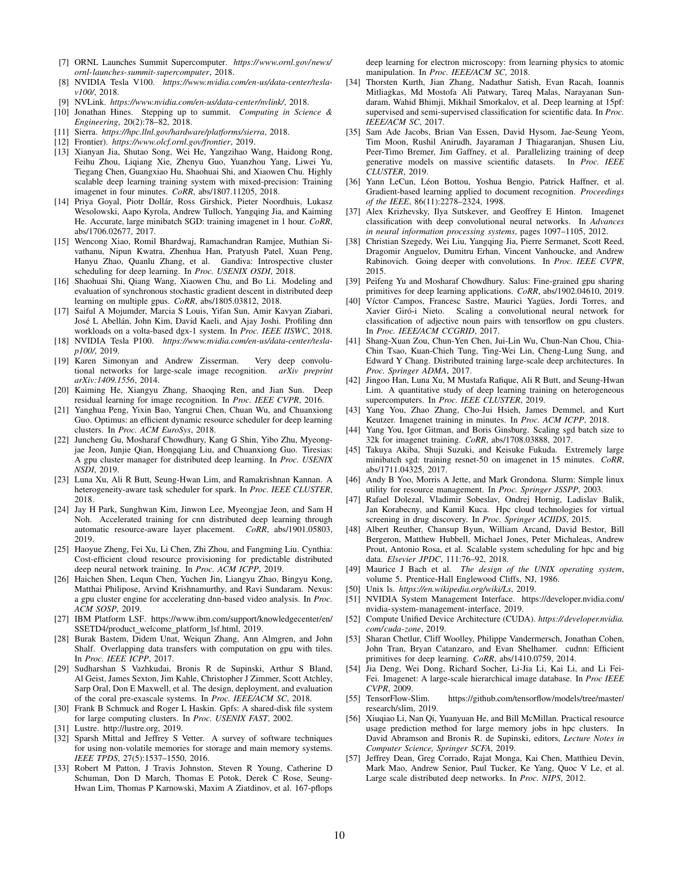[7] ORNL Launches Summit Supercomputer. *https://www.ornl.gov/news/ornl-launches-summit-supercomputer*, 2018.

[8] NVIDIA Tesla V100. *https://www.nvidia.com/en-us/data-center/tesla-v100/*, 2018.

[9] NVLink. *https://www.nvidia.com/en-us/data-center/nvlink/*, 2018.

[10] Jonathan Hines. Stepping up to summit. *Computing in Science & Engineering*, 20(2):78–82, 2018.

[11] Sierra. *https://hpc.llnl.gov/hardware/platforms/sierra*, 2018.

[12] Frontier). *https://www.olcf.ornl.gov/frontier*, 2019.

[13] Xianyan Jia, Shutao Song, Wei He, Yangzihao Wang, Haidong Rong, Feihu Zhou, Liqiang Xie, Zhenyu Guo, Yuanzhou Yang, Liwei Yu, Tiegang Chen, Guangxiao Hu, Shaohuai Shi, and Xiaowen Chu. Highly scalable deep learning training system with mixed-precision: Training imagenet in four minutes. *CoRR*, abs/1807.11205, 2018.

[14] Priya Goyal, Piotr Dollár, Ross Girshick, Pieter Noordhuis, Lukasz Wesolowski, Aapo Kyrola, Andrew Tulloch, Yangqing Jia, and Kaiming He. Accurate, large minibatch SGD: training imagenet in 1 hour. *CoRR*, abs/1706.02677, 2017.

[15] Wencong Xiao, Romil Bhardwaj, Ramachandran Ramjee, Muthian Sivathanu, Nipun Kwatra, Zhenhua Han, Pratyush Patel, Xuan Peng, Hanyu Zhao, Quanlu Zhang, et al. Gandiva: Introspective cluster scheduling for deep learning. In *Proc. USENIX OSDI*, 2018.

[16] Shaohuai Shi, Qiang Wang, Xiaowen Chu, and Bo Li. Modeling and evaluation of synchronous stochastic gradient descent in distributed deep learning on multiple gpus. *CoRR*, abs/1805.03812, 2018.

[17] Saiful A Mojumder, Marcia S Louis, Yifan Sun, Amir Kavyan Ziabari, José L Abellán, John Kim, David Kaeli, and Ajay Joshi. Profiling dnn workloads on a volta-based dgx-1 system. In *Proc. IEEE IISWC*, 2018.

[18] NVIDIA Tesla P100. *https://www.nvidia.com/en-us/data-center/tesla-p100/*, 2019.

[19] Karen Simonyan and Andrew Zisserman. Very deep convolutional networks for large-scale image recognition. *arXiv preprint arXiv:1409.1556*, 2014.

[20] Kaiming He, Xiangyu Zhang, Shaoqing Ren, and Jian Sun. Deep residual learning for image recognition. In *Proc. IEEE CVPR*, 2016.

[21] Yanghua Peng, Yixin Bao, Yangrui Chen, Chuan Wu, and Chuanxiong Guo. Optimus: an efficient dynamic resource scheduler for deep learning clusters. In *Proc. ACM EuroSys*, 2018.

[22] Juncheng Gu, Mosharaf Chowdhury, Kang G Shin, Yibo Zhu, Myeongjae Jeon, Junjie Qian, Hongqiang Liu, and Chuanxiong Guo. Tiresias: A gpu cluster manager for distributed deep learning. In *Proc. USENIX NSDI*, 2019.

[23] Luna Xu, Ali R Butt, Seung-Hwan Lim, and Ramakrishnan Kannan. A heterogeneity-aware task scheduler for spark. In *Proc. IEEE CLUSTER*, 2018.

[24] Jay H Park, Sunghwan Kim, Jinwon Lee, Myeongjae Jeon, and Sam H Noh. Accelerated training for cnn distributed deep learning through automatic resource-aware layer placement. *CoRR*, abs/1901.05803, 2019.

[25] Haoyue Zheng, Fei Xu, Li Chen, Zhi Zhou, and Fangming Liu. Cynthia: Cost-efficient cloud resource provisioning for predictable distributed deep neural network training. In *Proc. ACM ICPP*, 2019.

[26] Haichen Shen, Lequn Chen, Yuchen Jin, Liangyu Zhao, Bingyu Kong, Matthai Philipose, Arvind Krishnamurthy, and Ravi Sundaram. Nexus: a gpu cluster engine for accelerating dnn-based video analysis. In *Proc. ACM SOSP*, 2019.

[27] IBM Platform LSF. https://www.ibm.com/support/knowledgecenter/en/SSETD4/product_welcome_platform_lsf.html, 2019.

[28] Burak Bastem, Didem Unat, Weiqun Zhang, Ann Almgren, and John Shalf. Overlapping data transfers with computation on gpu with tiles. In *Proc. IEEE ICPP*, 2017.

[29] Sudharshan S Vazhkudai, Bronis R de Supinski, Arthur S Bland, Al Geist, James Sexton, Jim Kahle, Christopher J Zimmer, Scott Atchley, Sarp Oral, Don E Maxwell, et al. The design, deployment, and evaluation of the coral pre-exascale systems. In *Proc. IEEE/ACM SC*, 2018.

[30] Frank B Schmuck and Roger L Haskin. Gpfs: A shared-disk file system for large computing clusters. In *Proc. USENIX FAST*, 2002.

[31] Lustre. http://lustre.org, 2019.

[32] Sparsh Mittal and Jeffrey S Vetter. A survey of software techniques for using non-volatile memories for storage and main memory systems. *IEEE TPDS*, 27(5):1537–1550, 2016.

[33] Robert M Patton, J Travis Johnston, Steven R Young, Catherine D Schuman, Don D March, Thomas E Potok, Derek C Rose, Seung-Hwan Lim, Thomas P Karnowski, Maxim A Ziatdinov, et al. 167-pflops deep learning for electron microscopy: from learning physics to atomic manipulation. In *Proc. IEEE/ACM SC*, 2018.

[34] Thorsten Kurth, Jian Zhang, Nadathur Satish, Evan Racah, Ioannis Mitliagkas, Md Mostofa Ali Patwary, Tareq Malas, Narayanan Sundaram, Wahid Bhimji, Mikhail Smorkalov, et al. Deep learning at 15pf: supervised and semi-supervised classification for scientific data. In *Proc. IEEE/ACM SC*, 2017.

[35] Sam Ade Jacobs, Brian Van Essen, David Hysom, Jae-Seung Yeom, Tim Moon, Rushil Anirudh, Jayaraman J Thiagaranjan, Shusen Liu, Peer-Timo Bremer, Jim Gaffney, et al. Parallelizing training of deep generative models on massive scientific datasets. In *Proc. IEEE CLUSTER*, 2019.

[36] Yann LeCun, Léon Bottou, Yoshua Bengio, Patrick Haffner, et al. Gradient-based learning applied to document recognition. *Proceedings of the IEEE*, 86(11):2278–2324, 1998.

[37] Alex Krizhevsky, Ilya Sutskever, and Geoffrey E Hinton. Imagenet classification with deep convolutional neural networks. In *Advances in neural information processing systems*, pages 1097–1105, 2012.

[38] Christian Szegedy, Wei Liu, Yangqing Jia, Pierre Sermanet, Scott Reed, Dragomir Anguelov, Dumitru Erhan, Vincent Vanhoucke, and Andrew Rabinovich. Going deeper with convolutions. In *Proc. IEEE CVPR*, 2015.

[39] Peifeng Yu and Mosharaf Chowdhury. Salus: Fine-grained gpu sharing primitives for deep learning applications. *CoRR*, abs/1902.04610, 2019.

[40] Víctor Campos, Francesc Sastre, Maurici Yagües, Jordi Torres, and Xavier Giró-i Nieto. Scaling a convolutional neural network for classification of adjective noun pairs with tensorflow on gpu clusters. In *Proc. IEEE/ACM CCGRID*, 2017.

[41] Shang-Xuan Zou, Chun-Yen Chen, Jui-Lin Wu, Chun-Nan Chou, Chia-Chin Tsao, Kuan-Chieh Tung, Ting-Wei Lin, Cheng-Lung Sung, and Edward Y Chang. Distributed training large-scale deep architectures. In *Proc. Springer ADMA*, 2017.

[42] Jingoo Han, Luna Xu, M Mustafa Rafique, Ali R Butt, and Seung-Hwan Lim. A quantitative study of deep learning training on heterogeneous supercomputers. In *Proc. IEEE CLUSTER*, 2019.

[43] Yang You, Zhao Zhang, Cho-Jui Hsieh, James Demmel, and Kurt Keutzer. Imagenet training in minutes. In *Proc. ACM ICPP*, 2018.

[44] Yang You, Igor Gitman, and Boris Ginsburg. Scaling sgd batch size to 32k for imagenet training. *CoRR*, abs/1708.03888, 2017.

[45] Takuya Akiba, Shuji Suzuki, and Keisuke Fukuda. Extremely large minibatch sgd: training resnet-50 on imagenet in 15 minutes. *CoRR*, abs/1711.04325, 2017.

[46] Andy B Yoo, Morris A Jette, and Mark Grondona. Slurm: Simple linux utility for resource management. In *Proc. Springer JSSPP*, 2003.

[47] Rafael Dolezal, Vladimir Sobeslav, Ondrej Hornig, Ladislav Balik, Jan Korabecny, and Kamil Kuca. Hpc cloud technologies for virtual screening in drug discovery. In *Proc. Springer ACIIDS*, 2015.

[48] Albert Reuther, Chansup Byun, William Arcand, David Bestor, Bill Bergeron, Matthew Hubbell, Michael Jones, Peter Michaleas, Andrew Prout, Antonio Rosa, et al. Scalable system scheduling for hpc and big data. *Elsevier JPDC*, 111:76–92, 2018.

[49] Maurice J Bach et al. *The design of the UNIX operating system*, volume 5. Prentice-Hall Englewood Cliffs, NJ, 1986.

[50] Unix ls. *https://en.wikipedia.org/wiki/Ls*, 2019.

[51] NVIDIA System Management Interface. https://developer.nvidia.com/nvidia-system-management-interface, 2019.

[52] Compute Unified Device Architecture (CUDA). *https://developer.nvidia.com/cuda-zone*, 2019.

[53] Sharan Chetlur, Cliff Woolley, Philippe Vandermersch, Jonathan Cohen, John Tran, Bryan Catanzaro, and Evan Shelhamer. cudnn: Efficient primitives for deep learning. *CoRR*, abs/1410.0759, 2014.

[54] Jia Deng, Wei Dong, Richard Socher, Li-Jia Li, Kai Li, and Li Fei-Fei. Imagenet: A large-scale hierarchical image database. In *Proc IEEE CVPR*, 2009.

[55] TensorFlow-Slim. https://github.com/tensorflow/models/tree/master/research/slim, 2019.

[56] Xiuqiao Li, Nan Qi, Yuanyuan He, and Bill McMillan. Practical resource usage prediction method for large memory jobs in hpc clusters. In David Abramson and Bronis R. de Supinski, editors, *Lecture Notes in Computer Science, Springer SCFA*, 2019.

[57] Jeffrey Dean, Greg Corrado, Rajat Monga, Kai Chen, Matthieu Devin, Mark Mao, Andrew Senior, Paul Tucker, Ke Yang, Quoc V Le, et al. Large scale distributed deep networks. In *Proc. NIPS*, 2012.